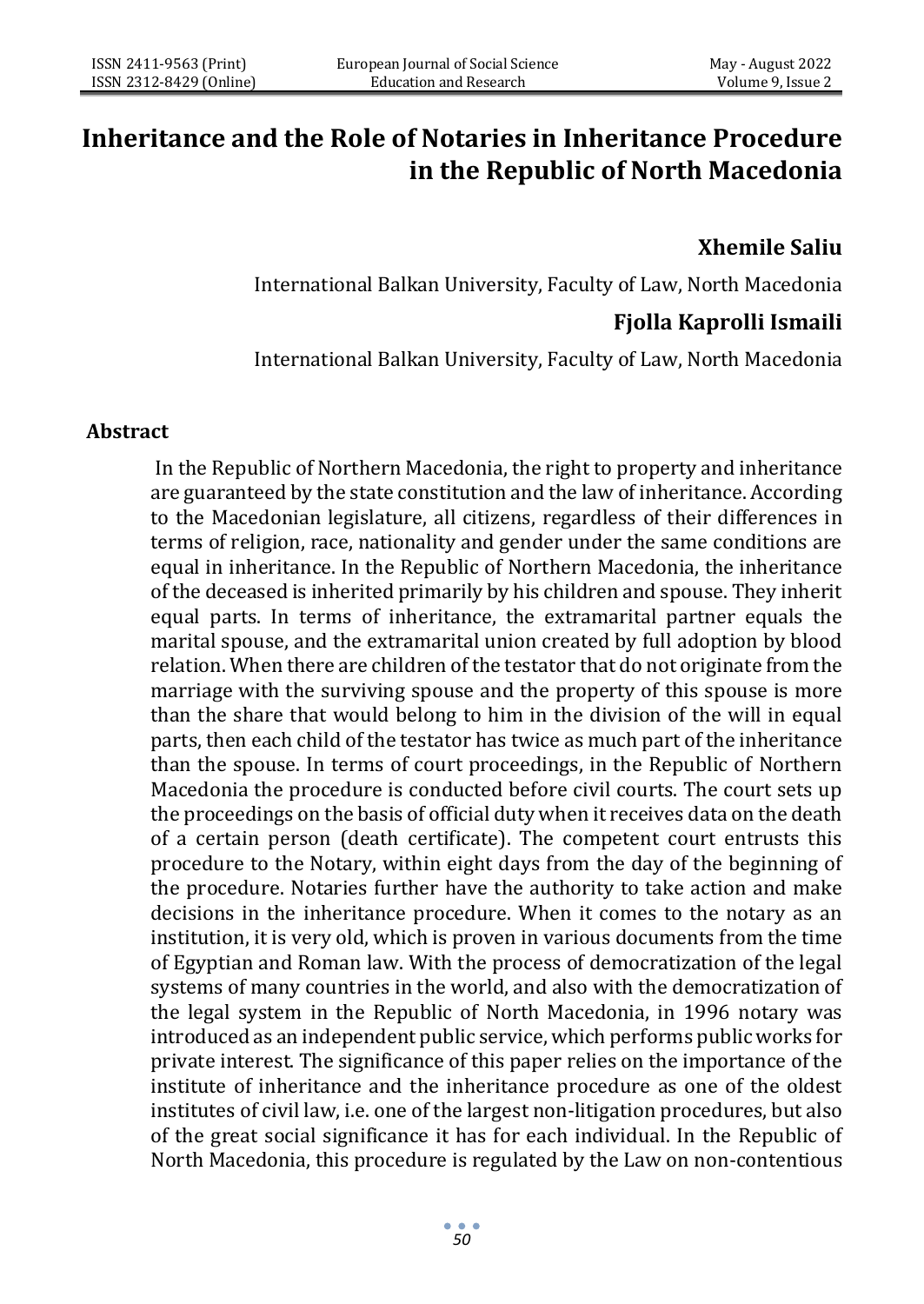# Inheritance and the Role of Notaries in Inheritance Procedure in the Republic of North Macedonia

**Xhemile Saliu**

International Balkan University, Faculty of Law, North Macedonia

**Fjolla Kaprolli Ismaili**

International Balkan University, Faculty of Law, North Macedonia

## Abstract

In the Republic of Northern Macedonia, the right to property and inheritance are guaranteed by the state constitution and the law of inheritance. According to the Macedonian legislature, all citizens, regardless of their differences in terms of religion, race, nationality and gender under the same conditions are equal in inheritance. In the Republic of Northern Macedonia, the inheritance of the deceased is inherited primarily by his children and spouse. They inherit equal parts. In terms of inheritance, the extramarital partner equals the marital spouse, and the extramarital union created by full adoption by blood relation. When there are children of the testator that do not originate from the marriage with the surviving spouse and the property of this spouse is more than the share that would belong to him in the division of the will in equal parts, then each child of the testator has twice as much part of the inheritance than the spouse. In terms of court proceedings, in the Republic of Northern Macedonia the procedure is conducted before civil courts. The court sets up the proceedings on the basis of official duty when it receives data on the death of a certain person (death certificate). The competent court entrusts this procedure to the Notary, within eight days from the day of the beginning of the procedure. Notaries further have the authority to take action and make decisions in the inheritance procedure. When it comes to the notary as an institution, it is very old, which is proven in various documents from the time of Egyptian and Roman law. With the process of democratization of the legal systems of many countries in the world, and also with the democratization of the legal system in the Republic of North Macedonia, in 1996 notary was introduced as an independent public service, which performs public works for private interest. The significance of this paper relies on the importance of the institute of inheritance and the inheritance procedure as one of the oldest institutes of civil law, i.e. one of the largest non-litigation procedures, but also of the great social significance it has for each individual. In the Republic of North Macedonia, this procedure is regulated by the Law on non-contentious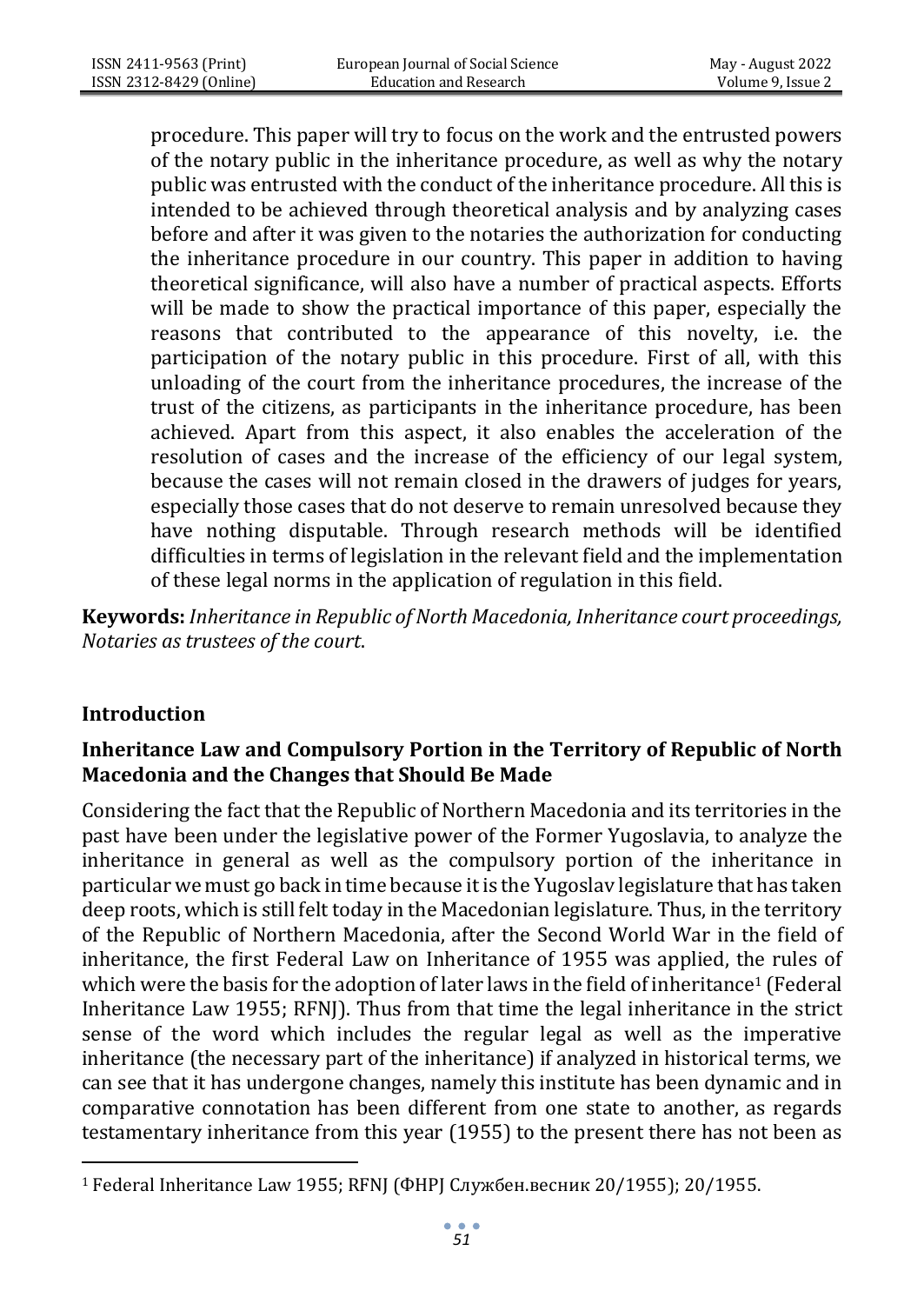procedure. This paper will try to focus on the work and the entrusted powers of the notary public in the inheritance procedure, as well as why the notary public was entrusted with the conduct of the inheritance procedure. All this is intended to be achieved through theoretical analysis and by analyzing cases before and after it was given to the notaries the authorization for conducting the inheritance procedure in our country. This paper in addition to having theoretical significance, will also have a number of practical aspects. Efforts will be made to show the practical importance of this paper, especially the reasons that contributed to the appearance of this novelty, i.e. the participation of the notary public in this procedure. First of all, with this unloading of the court from the inheritance procedures, the increase of the trust of the citizens, as participants in the inheritance procedure, has been achieved. Apart from this aspect, it also enables the acceleration of the resolution of cases and the increase of the efficiency of our legal system, because the cases will not remain closed in the drawers of judges for years, especially those cases that do not deserve to remain unresolved because they have nothing disputable. Through research methods will be identified difficulties in terms of legislation in the relevant field and the implementation of these legal norms in the application of regulation in this field.

**Keywords:** *Inheritance in Republic of North Macedonia, Inheritance court proceedings, Notaries as trustees of the court*.

## Introduction

### Inheritance Law and Compulsory Portion in the Territory of Republic of North Macedonia and the Changes that Should Be Made

Considering the fact that the Republic of Northern Macedonia and its territories in the past have been under the legislative power of the Former Yugoslavia, to analyze the inheritance in general as well as the compulsory portion of the inheritance in particular we must go back in time because it is the Yugoslav legislature that has taken deep roots, which is still felt today in the Macedonian legislature. Thus, in the territory of the Republic of Northern Macedonia, after the Second World War in the field of inheritance, the first Federal Law on Inheritance of 1955 was applied, the rules of which were the basis for the adoption of later laws in the field of inheritance[1] (Federal Inheritance Law 1955; RFNJ). Thus from that time the legal inheritance in the strict sense of the word which includes the regular legal as well as the imperative inheritance (the necessary part of the inheritance) if analyzed in historical terms, we can see that it has undergone changes, namely this institute has been dynamic and in comparative connotation has been different from one state to another, as regards testamentary inheritance from this year (1955) to the present there has not been as

[1] Federal Inheritance Law 1955; RFNJ (ФНРЈ Службен.весник 20/1955); 20/1955.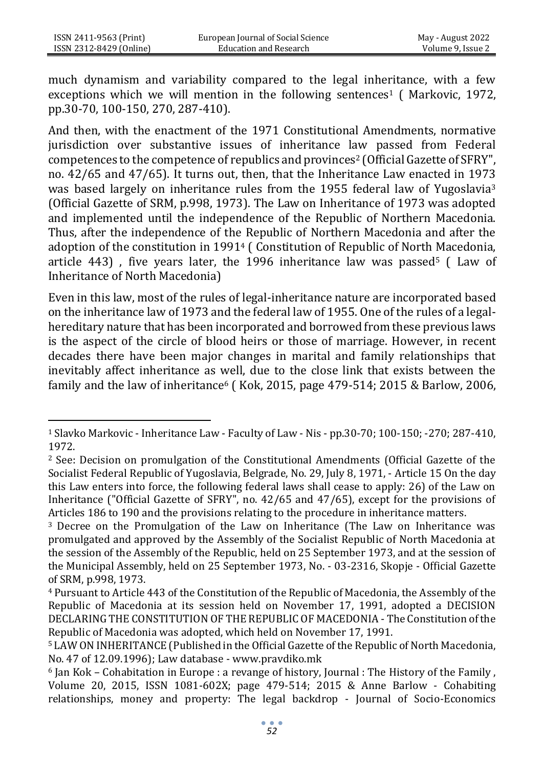much dynamism and variability compared to the legal inheritance, with a few exceptions which we will mention in the following sentences[1] ( Markovic, 1972, pp.30-70, 100-150, 270, 287-410).

And then, with the enactment of the 1971 Constitutional Amendments, normative jurisdiction over substantive issues of inheritance law passed from Federal competences to the competence of republics and provinces[2] (Official Gazette of SFRY", no. 42/65 and 47/65). It turns out, then, that the Inheritance Law enacted in 1973 was based largely on inheritance rules from the 1955 federal law of Yugoslavia[3] (Official Gazette of SRM, p.998, 1973). The Law on Inheritance of 1973 was adopted and implemented until the independence of the Republic of Northern Macedonia. Thus, after the independence of the Republic of Northern Macedonia and after the adoption of the constitution in 1991[4] ( Constitution of Republic of North Macedonia, article 443) , five years later, the 1996 inheritance law was passed[5] ( Law of Inheritance of North Macedonia)

Even in this law, most of the rules of legal-inheritance nature are incorporated based on the inheritance law of 1973 and the federal law of 1955. One of the rules of a legal-hereditary nature that has been incorporated and borrowed from these previous laws is the aspect of the circle of blood heirs or those of marriage. However, in recent decades there have been major changes in marital and family relationships that inevitably affect inheritance as well, due to the close link that exists between the family and the law of inheritance[6] ( Kok, 2015, page 479-514; 2015 & Barlow, 2006,

---

[1] Slavko Markovic - Inheritance Law - Faculty of Law - Nis - pp.30-70; 100-150; -270; 287-410, 1972.

[2] See: Decision on promulgation of the Constitutional Amendments (Official Gazette of the Socialist Federal Republic of Yugoslavia, Belgrade, No. 29, July 8, 1971, - Article 15 On the day this Law enters into force, the following federal laws shall cease to apply: 26) of the Law on Inheritance ("Official Gazette of SFRY", no. 42/65 and 47/65), except for the provisions of Articles 186 to 190 and the provisions relating to the procedure in inheritance matters.

[3] Decree on the Promulgation of the Law on Inheritance (The Law on Inheritance was promulgated and approved by the Assembly of the Socialist Republic of North Macedonia at the session of the Assembly of the Republic, held on 25 September 1973, and at the session of the Municipal Assembly, held on 25 September 1973, No. - 03-2316, Skopje - Official Gazette of SRM, p.998, 1973.

[4] Pursuant to Article 443 of the Constitution of the Republic of Macedonia, the Assembly of the Republic of Macedonia at its session held on November 17, 1991, adopted a DECISION DECLARING THE CONSTITUTION OF THE REPUBLIC OF MACEDONIA - The Constitution of the Republic of Macedonia was adopted, which held on November 17, 1991.

[5] LAW ON INHERITANCE (Published in the Official Gazette of the Republic of North Macedonia, No. 47 of 12.09.1996); Law database - www.pravdiko.mk

[6] Jan Kok – Cohabitation in Europe : a revange of history, Journal : The History of the Family , Volume 20, 2015, ISSN 1081-602X; page 479-514; 2015 & Anne Barlow - Cohabiting relationships, money and property: The legal backdrop - Journal of Socio-Economics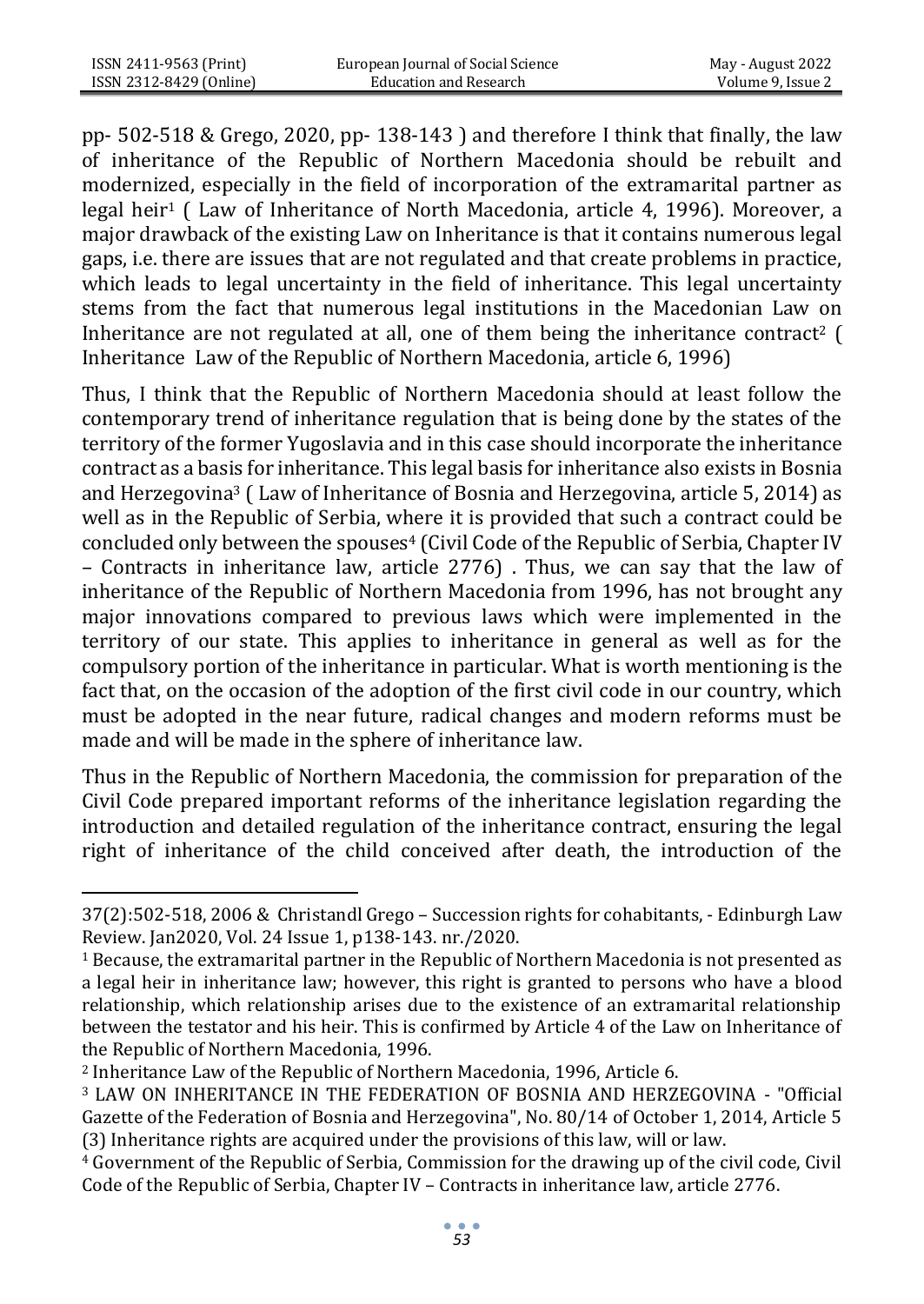pp- 502-518 & Grego, 2020, pp- 138-143 ) and therefore I think that finally, the law of inheritance of the Republic of Northern Macedonia should be rebuilt and modernized, especially in the field of incorporation of the extramarital partner as legal heir[1] ( Law of Inheritance of North Macedonia, article 4, 1996). Moreover, a major drawback of the existing Law on Inheritance is that it contains numerous legal gaps, i.e. there are issues that are not regulated and that create problems in practice, which leads to legal uncertainty in the field of inheritance. This legal uncertainty stems from the fact that numerous legal institutions in the Macedonian Law on Inheritance are not regulated at all, one of them being the inheritance contract[2] ( Inheritance Law of the Republic of Northern Macedonia, article 6, 1996)

Thus, I think that the Republic of Northern Macedonia should at least follow the contemporary trend of inheritance regulation that is being done by the states of the territory of the former Yugoslavia and in this case should incorporate the inheritance contract as a basis for inheritance. This legal basis for inheritance also exists in Bosnia and Herzegovina[3] ( Law of Inheritance of Bosnia and Herzegovina, article 5, 2014) as well as in the Republic of Serbia, where it is provided that such a contract could be concluded only between the spouses[4] (Civil Code of the Republic of Serbia, Chapter IV – Contracts in inheritance law, article 2776) . Thus, we can say that the law of inheritance of the Republic of Northern Macedonia from 1996, has not brought any major innovations compared to previous laws which were implemented in the territory of our state. This applies to inheritance in general as well as for the compulsory portion of the inheritance in particular. What is worth mentioning is the fact that, on the occasion of the adoption of the first civil code in our country, which must be adopted in the near future, radical changes and modern reforms must be made and will be made in the sphere of inheritance law.

Thus in the Republic of Northern Macedonia, the commission for preparation of the Civil Code prepared important reforms of the inheritance legislation regarding the introduction and detailed regulation of the inheritance contract, ensuring the legal right of inheritance of the child conceived after death, the introduction of the

---

37(2):502-518, 2006 & Christandl Grego – Succession rights for cohabitants, - Edinburgh Law Review. Jan2020, Vol. 24 Issue 1, p138-143. nr./2020.

[1] Because, the extramarital partner in the Republic of Northern Macedonia is not presented as a legal heir in inheritance law; however, this right is granted to persons who have a blood relationship, which relationship arises due to the existence of an extramarital relationship between the testator and his heir. This is confirmed by Article 4 of the Law on Inheritance of the Republic of Northern Macedonia, 1996.

[2] Inheritance Law of the Republic of Northern Macedonia, 1996, Article 6.

[3] LAW ON INHERITANCE IN THE FEDERATION OF BOSNIA AND HERZEGOVINA - "Official Gazette of the Federation of Bosnia and Herzegovina", No. 80/14 of October 1, 2014, Article 5 (3) Inheritance rights are acquired under the provisions of this law, will or law.

[4] Government of the Republic of Serbia, Commission for the drawing up of the civil code, Civil Code of the Republic of Serbia, Chapter IV – Contracts in inheritance law, article 2776.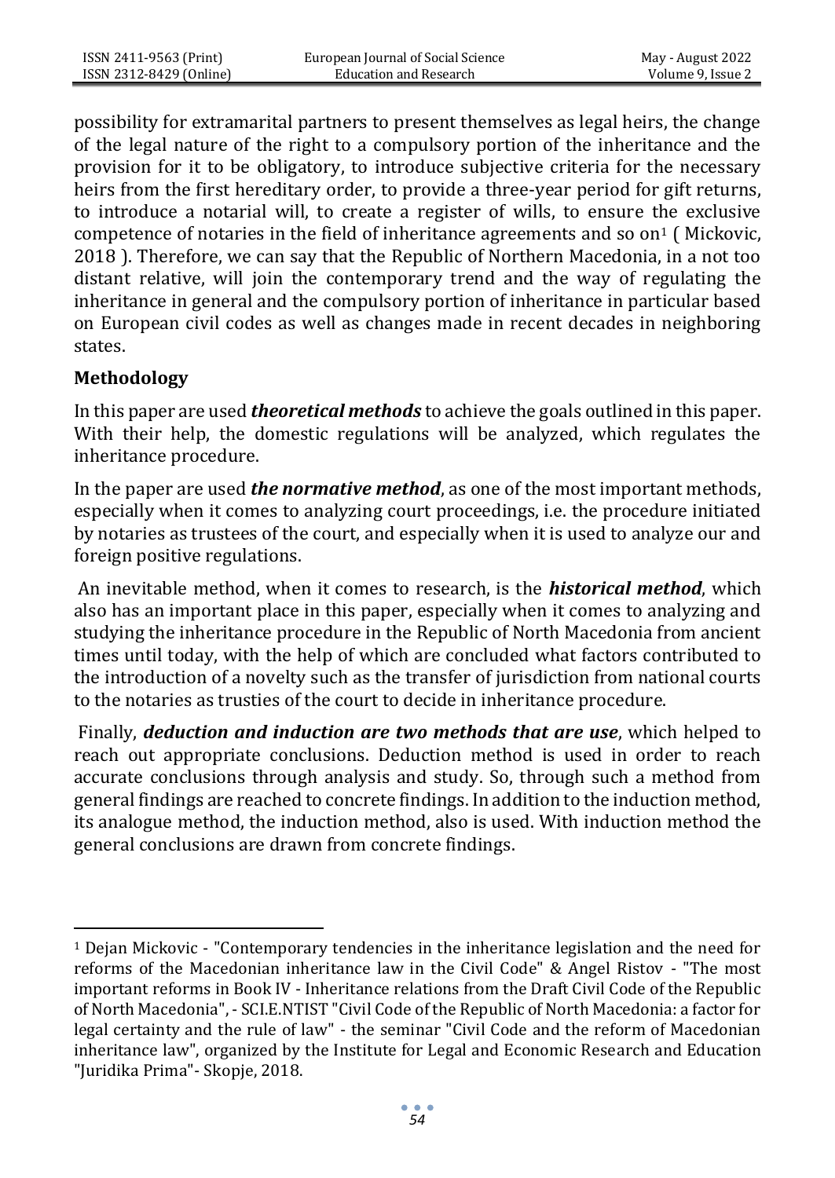possibility for extramarital partners to present themselves as legal heirs, the change of the legal nature of the right to a compulsory portion of the inheritance and the provision for it to be obligatory, to introduce subjective criteria for the necessary heirs from the first hereditary order, to provide a three-year period for gift returns, to introduce a notarial will, to create a register of wills, to ensure the exclusive competence of notaries in the field of inheritance agreements and so on[1] ( Mickovic, 2018 ). Therefore, we can say that the Republic of Northern Macedonia, in a not too distant relative, will join the contemporary trend and the way of regulating the inheritance in general and the compulsory portion of inheritance in particular based on European civil codes as well as changes made in recent decades in neighboring states.

## Methodology

In this paper are used ***theoretical methods*** to achieve the goals outlined in this paper. With their help, the domestic regulations will be analyzed, which regulates the inheritance procedure.

In the paper are used ***the normative method***, as one of the most important methods, especially when it comes to analyzing court proceedings, i.e. the procedure initiated by notaries as trustees of the court, and especially when it is used to analyze our and foreign positive regulations.

An inevitable method, when it comes to research, is the ***historical method***, which also has an important place in this paper, especially when it comes to analyzing and studying the inheritance procedure in the Republic of North Macedonia from ancient times until today, with the help of which are concluded what factors contributed to the introduction of a novelty such as the transfer of jurisdiction from national courts to the notaries as trusties of the court to decide in inheritance procedure.

Finally, ***deduction and induction are two methods that are use***, which helped to reach out appropriate conclusions. Deduction method is used in order to reach accurate conclusions through analysis and study. So, through such a method from general findings are reached to concrete findings. In addition to the induction method, its analogue method, the induction method, also is used. With induction method the general conclusions are drawn from concrete findings.

---

[1] Dejan Mickovic - "Contemporary tendencies in the inheritance legislation and the need for reforms of the Macedonian inheritance law in the Civil Code" & Angel Ristov - "The most important reforms in Book IV - Inheritance relations from the Draft Civil Code of the Republic of North Macedonia", - SCI.E.NTIST "Civil Code of the Republic of North Macedonia: a factor for legal certainty and the rule of law" - the seminar "Civil Code and the reform of Macedonian inheritance law", organized by the Institute for Legal and Economic Research and Education "Juridika Prima"- Skopje, 2018.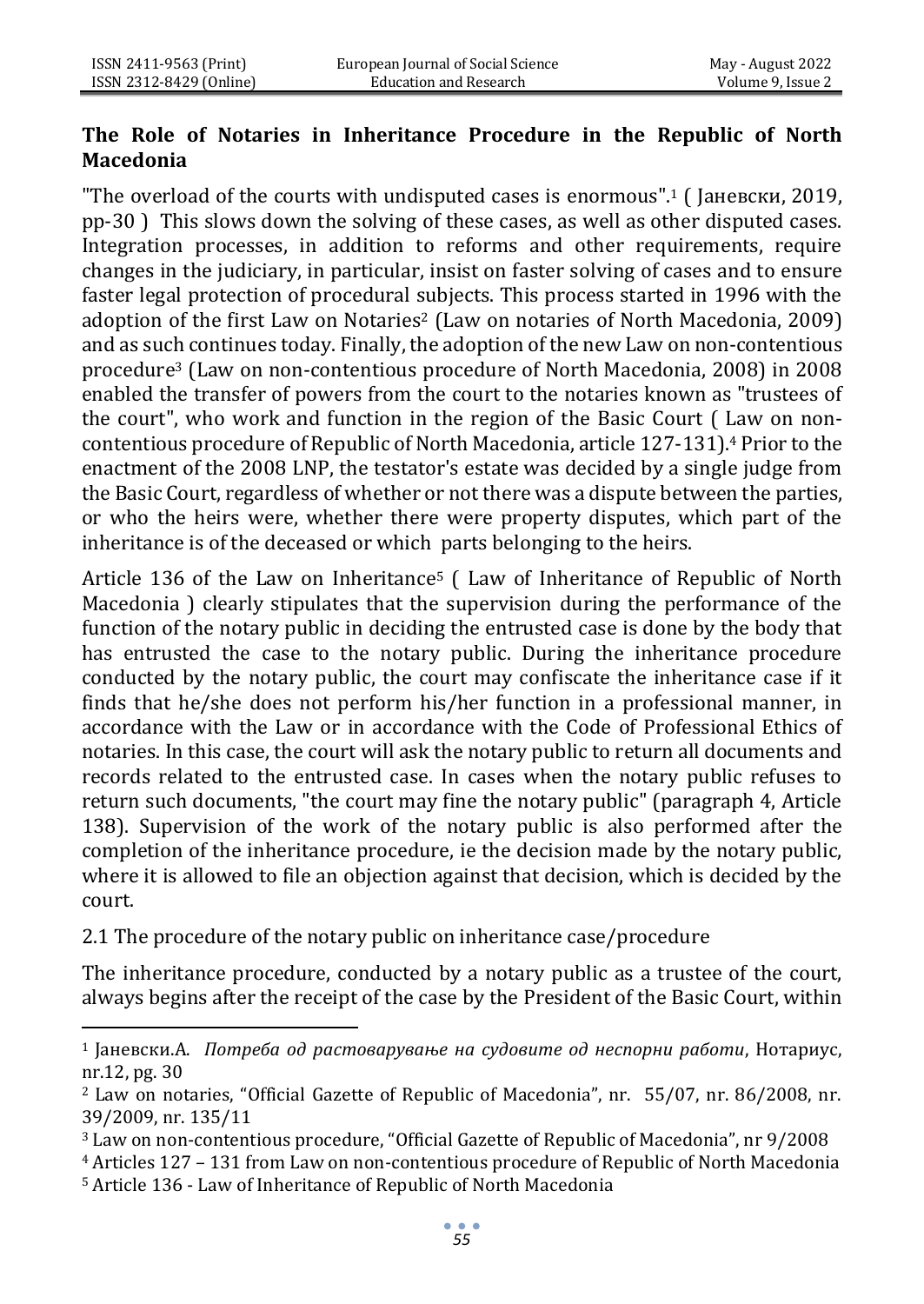**The Role of Notaries in Inheritance Procedure in the Republic of North Macedonia**

"The overload of the courts with undisputed cases is enormous".[1] ( Јаневски, 2019, pp-30 ) This slows down the solving of these cases, as well as other disputed cases. Integration processes, in addition to reforms and other requirements, require changes in the judiciary, in particular, insist on faster solving of cases and to ensure faster legal protection of procedural subjects. This process started in 1996 with the adoption of the first Law on Notaries[2] (Law on notaries of North Macedonia, 2009) and as such continues today. Finally, the adoption of the new Law on non-contentious procedure[3] (Law on non-contentious procedure of North Macedonia, 2008) in 2008 enabled the transfer of powers from the court to the notaries known as "trustees of the court", who work and function in the region of the Basic Court ( Law on non-contentious procedure of Republic of North Macedonia, article 127-131).[4] Prior to the enactment of the 2008 LNP, the testator's estate was decided by a single judge from the Basic Court, regardless of whether or not there was a dispute between the parties, or who the heirs were, whether there were property disputes, which part of the inheritance is of the deceased or which parts belonging to the heirs.

Article 136 of the Law on Inheritance[5] ( Law of Inheritance of Republic of North Macedonia ) clearly stipulates that the supervision during the performance of the function of the notary public in deciding the entrusted case is done by the body that has entrusted the case to the notary public. During the inheritance procedure conducted by the notary public, the court may confiscate the inheritance case if it finds that he/she does not perform his/her function in a professional manner, in accordance with the Law or in accordance with the Code of Professional Ethics of notaries. In this case, the court will ask the notary public to return all documents and records related to the entrusted case. In cases when the notary public refuses to return such documents, "the court may fine the notary public" (paragraph 4, Article 138). Supervision of the work of the notary public is also performed after the completion of the inheritance procedure, ie the decision made by the notary public, where it is allowed to file an objection against that decision, which is decided by the court.

2.1 The procedure of the notary public on inheritance case/procedure

The inheritance procedure, conducted by a notary public as a trustee of the court, always begins after the receipt of the case by the President of the Basic Court, within

---

[1] Јаневски.А. *Потреба од растоварување на судовите од неспорни работи*, Нотариус, nr.12, pg. 30

[2] Law on notaries, "Official Gazette of Republic of Macedonia", nr. 55/07, nr. 86/2008, nr. 39/2009, nr. 135/11

[3] Law on non-contentious procedure, "Official Gazette of Republic of Macedonia", nr 9/2008

[4] Articles 127 – 131 from Law on non-contentious procedure of Republic of North Macedonia

[5] Article 136 - Law of Inheritance of Republic of North Macedonia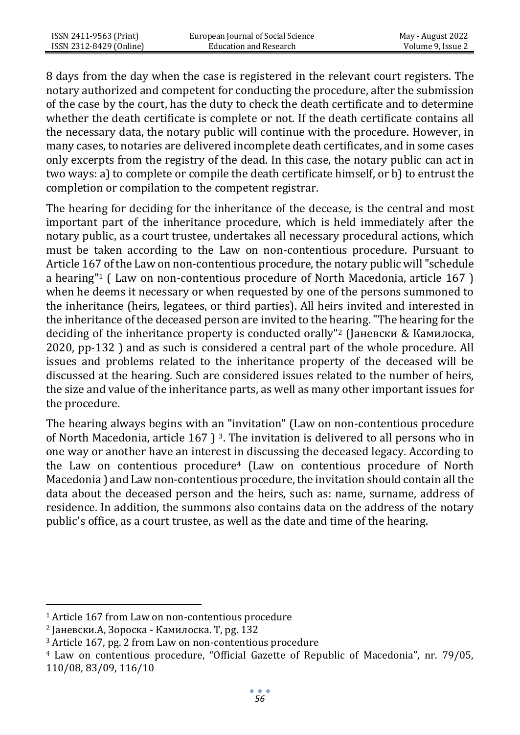8 days from the day when the case is registered in the relevant court registers. The notary authorized and competent for conducting the procedure, after the submission of the case by the court, has the duty to check the death certificate and to determine whether the death certificate is complete or not. If the death certificate contains all the necessary data, the notary public will continue with the procedure. However, in many cases, to notaries are delivered incomplete death certificates, and in some cases only excerpts from the registry of the dead. In this case, the notary public can act in two ways: a) to complete or compile the death certificate himself, or b) to entrust the completion or compilation to the competent registrar.

The hearing for deciding for the inheritance of the decease, is the central and most important part of the inheritance procedure, which is held immediately after the notary public, as a court trustee, undertakes all necessary procedural actions, which must be taken according to the Law on non-contentious procedure. Pursuant to Article 167 of the Law on non-contentious procedure, the notary public will "schedule a hearing"[1] ( Law on non-contentious procedure of North Macedonia, article 167 ) when he deems it necessary or when requested by one of the persons summoned to the inheritance (heirs, legatees, or third parties). All heirs invited and interested in the inheritance of the deceased person are invited to the hearing. "The hearing for the deciding of the inheritance property is conducted orally"[2] (Јаневски & Камилоска, 2020, pp-132 ) and as such is considered a central part of the whole procedure. All issues and problems related to the inheritance property of the deceased will be discussed at the hearing. Such are considered issues related to the number of heirs, the size and value of the inheritance parts, as well as many other important issues for the procedure.

The hearing always begins with an "invitation" (Law on non-contentious procedure of North Macedonia, article 167 ) [3]. The invitation is delivered to all persons who in one way or another have an interest in discussing the deceased legacy. According to the Law on contentious procedure[4] (Law on contentious procedure of North Macedonia ) and Law non-contentious procedure, the invitation should contain all the data about the deceased person and the heirs, such as: name, surname, address of residence. In addition, the summons also contains data on the address of the notary public's office, as a court trustee, as well as the date and time of the hearing.

---

[1] Article 167 from Law on non-contentious procedure

[2] Јаневски.А, Зороска - Камилоска. Т, pg. 132

[3] Article 167, pg. 2 from Law on non-contentious procedure

[4] Law on contentious procedure, "Official Gazette of Republic of Macedonia", nr. 79/05, 110/08, 83/09, 116/10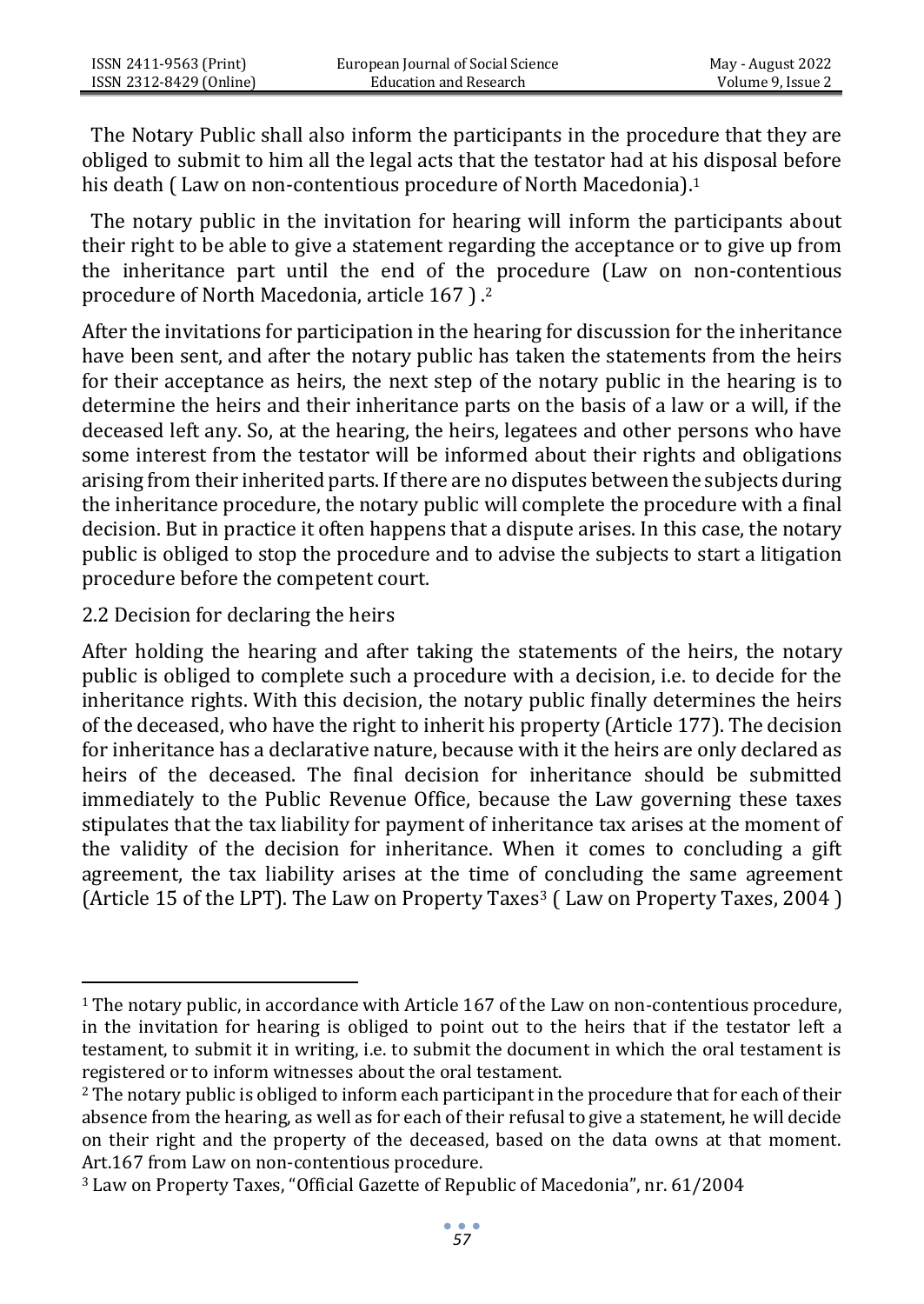The Notary Public shall also inform the participants in the procedure that they are obliged to submit to him all the legal acts that the testator had at his disposal before his death ( Law on non-contentious procedure of North Macedonia).[1]

The notary public in the invitation for hearing will inform the participants about their right to be able to give a statement regarding the acceptance or to give up from the inheritance part until the end of the procedure (Law on non-contentious procedure of North Macedonia, article 167 ) .[2]

After the invitations for participation in the hearing for discussion for the inheritance have been sent, and after the notary public has taken the statements from the heirs for their acceptance as heirs, the next step of the notary public in the hearing is to determine the heirs and their inheritance parts on the basis of a law or a will, if the deceased left any. So, at the hearing, the heirs, legatees and other persons who have some interest from the testator will be informed about their rights and obligations arising from their inherited parts. If there are no disputes between the subjects during the inheritance procedure, the notary public will complete the procedure with a final decision. But in practice it often happens that a dispute arises. In this case, the notary public is obliged to stop the procedure and to advise the subjects to start a litigation procedure before the competent court.

### 2.2 Decision for declaring the heirs

After holding the hearing and after taking the statements of the heirs, the notary public is obliged to complete such a procedure with a decision, i.e. to decide for the inheritance rights. With this decision, the notary public finally determines the heirs of the deceased, who have the right to inherit his property (Article 177). The decision for inheritance has a declarative nature, because with it the heirs are only declared as heirs of the deceased. The final decision for inheritance should be submitted immediately to the Public Revenue Office, because the Law governing these taxes stipulates that the tax liability for payment of inheritance tax arises at the moment of the validity of the decision for inheritance. When it comes to concluding a gift agreement, the tax liability arises at the time of concluding the same agreement (Article 15 of the LPT). The Law on Property Taxes[3] ( Law on Property Taxes, 2004 )

---

[1] The notary public, in accordance with Article 167 of the Law on non-contentious procedure, in the invitation for hearing is obliged to point out to the heirs that if the testator left a testament, to submit it in writing, i.e. to submit the document in which the oral testament is registered or to inform witnesses about the oral testament.

[2] The notary public is obliged to inform each participant in the procedure that for each of their absence from the hearing, as well as for each of their refusal to give a statement, he will decide on their right and the property of the deceased, based on the data owns at that moment. Art.167 from Law on non-contentious procedure.

[3] Law on Property Taxes, "Official Gazette of Republic of Macedonia", nr. 61/2004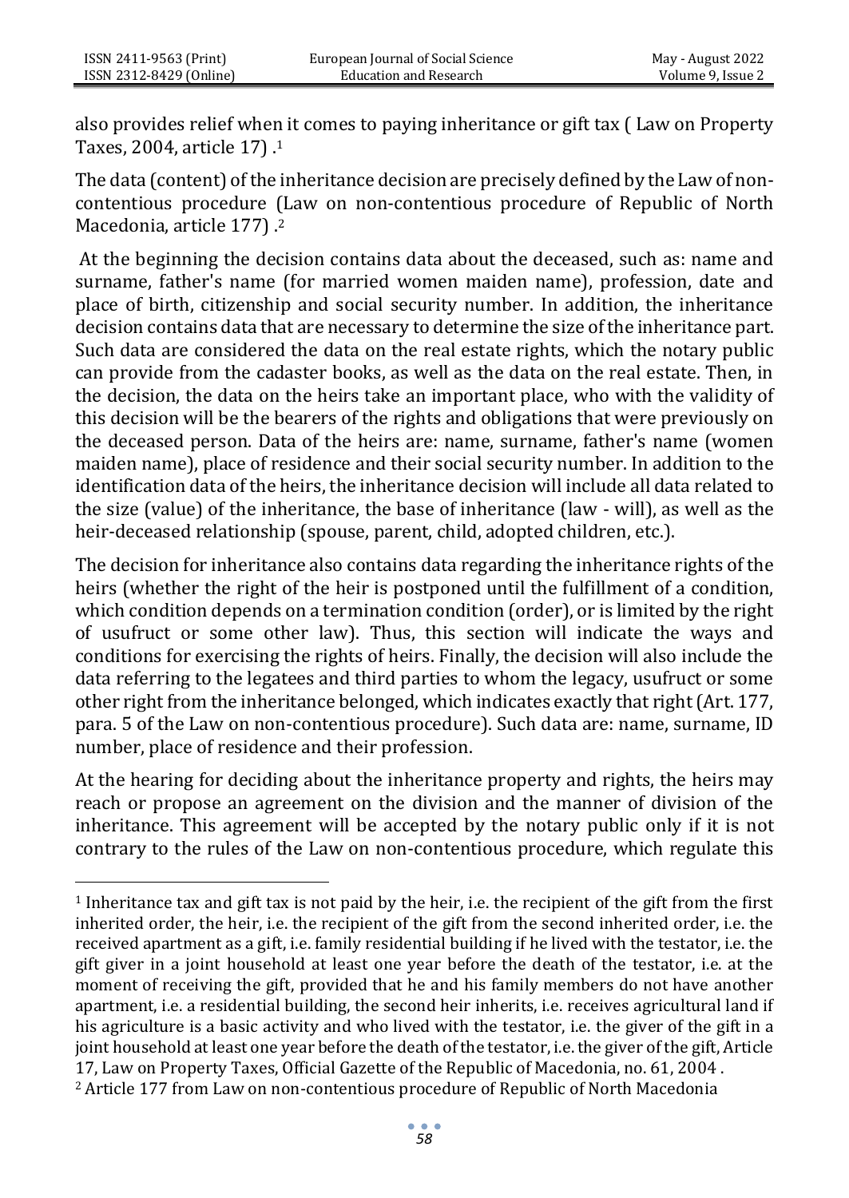also provides relief when it comes to paying inheritance or gift tax ( Law on Property Taxes, 2004, article 17) .[1]

The data (content) of the inheritance decision are precisely defined by the Law of non-contentious procedure (Law on non-contentious procedure of Republic of North Macedonia, article 177) .[2]

At the beginning the decision contains data about the deceased, such as: name and surname, father's name (for married women maiden name), profession, date and place of birth, citizenship and social security number. In addition, the inheritance decision contains data that are necessary to determine the size of the inheritance part. Such data are considered the data on the real estate rights, which the notary public can provide from the cadaster books, as well as the data on the real estate. Then, in the decision, the data on the heirs take an important place, who with the validity of this decision will be the bearers of the rights and obligations that were previously on the deceased person. Data of the heirs are: name, surname, father's name (women maiden name), place of residence and their social security number. In addition to the identification data of the heirs, the inheritance decision will include all data related to the size (value) of the inheritance, the base of inheritance (law - will), as well as the heir-deceased relationship (spouse, parent, child, adopted children, etc.).

The decision for inheritance also contains data regarding the inheritance rights of the heirs (whether the right of the heir is postponed until the fulfillment of a condition, which condition depends on a termination condition (order), or is limited by the right of usufruct or some other law). Thus, this section will indicate the ways and conditions for exercising the rights of heirs. Finally, the decision will also include the data referring to the legatees and third parties to whom the legacy, usufruct or some other right from the inheritance belonged, which indicates exactly that right (Art. 177, para. 5 of the Law on non-contentious procedure). Such data are: name, surname, ID number, place of residence and their profession.

At the hearing for deciding about the inheritance property and rights, the heirs may reach or propose an agreement on the division and the manner of division of the inheritance. This agreement will be accepted by the notary public only if it is not contrary to the rules of the Law on non-contentious procedure, which regulate this

---

[1] Inheritance tax and gift tax is not paid by the heir, i.e. the recipient of the gift from the first inherited order, the heir, i.e. the recipient of the gift from the second inherited order, i.e. the received apartment as a gift, i.e. family residential building if he lived with the testator, i.e. the gift giver in a joint household at least one year before the death of the testator, i.e. at the moment of receiving the gift, provided that he and his family members do not have another apartment, i.e. a residential building, the second heir inherits, i.e. receives agricultural land if his agriculture is a basic activity and who lived with the testator, i.e. the giver of the gift in a joint household at least one year before the death of the testator, i.e. the giver of the gift, Article 17, Law on Property Taxes, Official Gazette of the Republic of Macedonia, no. 61, 2004 .

[2] Article 177 from Law on non-contentious procedure of Republic of North Macedonia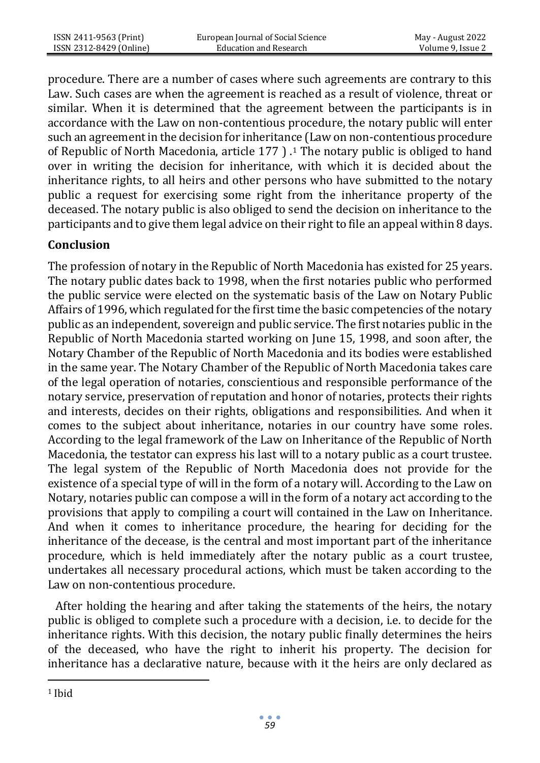procedure. There are a number of cases where such agreements are contrary to this Law. Such cases are when the agreement is reached as a result of violence, threat or similar. When it is determined that the agreement between the participants is in accordance with the Law on non-contentious procedure, the notary public will enter such an agreement in the decision for inheritance (Law on non-contentious procedure of Republic of North Macedonia, article 177 ) .[1] The notary public is obliged to hand over in writing the decision for inheritance, with which it is decided about the inheritance rights, to all heirs and other persons who have submitted to the notary public a request for exercising some right from the inheritance property of the deceased. The notary public is also obliged to send the decision on inheritance to the participants and to give them legal advice on their right to file an appeal within 8 days.

## Conclusion

The profession of notary in the Republic of North Macedonia has existed for 25 years. The notary public dates back to 1998, when the first notaries public who performed the public service were elected on the systematic basis of the Law on Notary Public Affairs of 1996, which regulated for the first time the basic competencies of the notary public as an independent, sovereign and public service. The first notaries public in the Republic of North Macedonia started working on June 15, 1998, and soon after, the Notary Chamber of the Republic of North Macedonia and its bodies were established in the same year. The Notary Chamber of the Republic of North Macedonia takes care of the legal operation of notaries, conscientious and responsible performance of the notary service, preservation of reputation and honor of notaries, protects their rights and interests, decides on their rights, obligations and responsibilities. And when it comes to the subject about inheritance, notaries in our country have some roles. According to the legal framework of the Law on Inheritance of the Republic of North Macedonia, the testator can express his last will to a notary public as a court trustee. The legal system of the Republic of North Macedonia does not provide for the existence of a special type of will in the form of a notary will. According to the Law on Notary, notaries public can compose a will in the form of a notary act according to the provisions that apply to compiling a court will contained in the Law on Inheritance. And when it comes to inheritance procedure, the hearing for deciding for the inheritance of the decease, is the central and most important part of the inheritance procedure, which is held immediately after the notary public as a court trustee, undertakes all necessary procedural actions, which must be taken according to the Law on non-contentious procedure.

After holding the hearing and after taking the statements of the heirs, the notary public is obliged to complete such a procedure with a decision, i.e. to decide for the inheritance rights. With this decision, the notary public finally determines the heirs of the deceased, who have the right to inherit his property. The decision for inheritance has a declarative nature, because with it the heirs are only declared as

[1] Ibid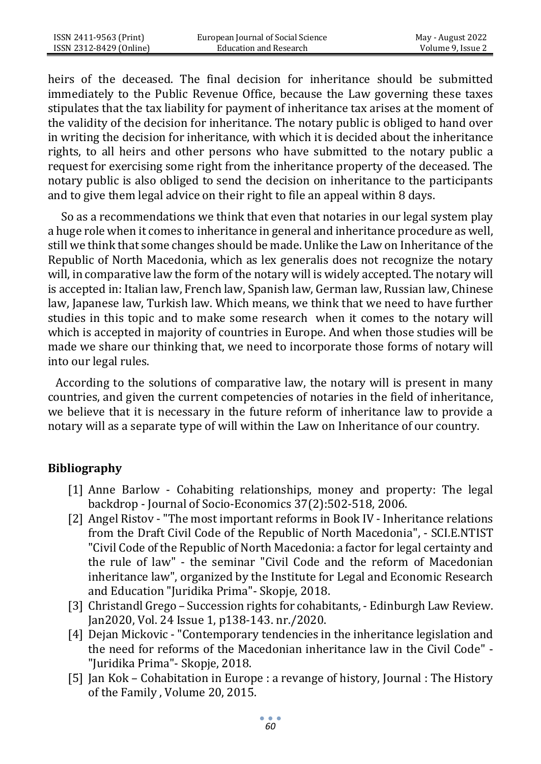heirs of the deceased. The final decision for inheritance should be submitted immediately to the Public Revenue Office, because the Law governing these taxes stipulates that the tax liability for payment of inheritance tax arises at the moment of the validity of the decision for inheritance. The notary public is obliged to hand over in writing the decision for inheritance, with which it is decided about the inheritance rights, to all heirs and other persons who have submitted to the notary public a request for exercising some right from the inheritance property of the deceased. The notary public is also obliged to send the decision on inheritance to the participants and to give them legal advice on their right to file an appeal within 8 days.

So as a recommendations we think that even that notaries in our legal system play a huge role when it comes to inheritance in general and inheritance procedure as well, still we think that some changes should be made. Unlike the Law on Inheritance of the Republic of North Macedonia, which as lex generalis does not recognize the notary will, in comparative law the form of the notary will is widely accepted. The notary will is accepted in: Italian law, French law, Spanish law, German law, Russian law, Chinese law, Japanese law, Turkish law. Which means, we think that we need to have further studies in this topic and to make some research when it comes to the notary will which is accepted in majority of countries in Europe. And when those studies will be made we share our thinking that, we need to incorporate those forms of notary will into our legal rules.

According to the solutions of comparative law, the notary will is present in many countries, and given the current competencies of notaries in the field of inheritance, we believe that it is necessary in the future reform of inheritance law to provide a notary will as a separate type of will within the Law on Inheritance of our country.

## Bibliography

[1] Anne Barlow - Cohabiting relationships, money and property: The legal backdrop - Journal of Socio-Economics 37(2):502-518, 2006.

[2] Angel Ristov - "The most important reforms in Book IV - Inheritance relations from the Draft Civil Code of the Republic of North Macedonia", - SCI.E.NTIST "Civil Code of the Republic of North Macedonia: a factor for legal certainty and the rule of law" - the seminar "Civil Code and the reform of Macedonian inheritance law", organized by the Institute for Legal and Economic Research and Education "Juridika Prima"- Skopje, 2018.

[3] Christandl Grego – Succession rights for cohabitants, - Edinburgh Law Review. Jan2020, Vol. 24 Issue 1, p138-143. nr./2020.

[4] Dejan Mickovic - "Contemporary tendencies in the inheritance legislation and the need for reforms of the Macedonian inheritance law in the Civil Code" - "Juridika Prima"- Skopje, 2018.

[5] Jan Kok – Cohabitation in Europe : a revange of history, Journal : The History of the Family , Volume 20, 2015.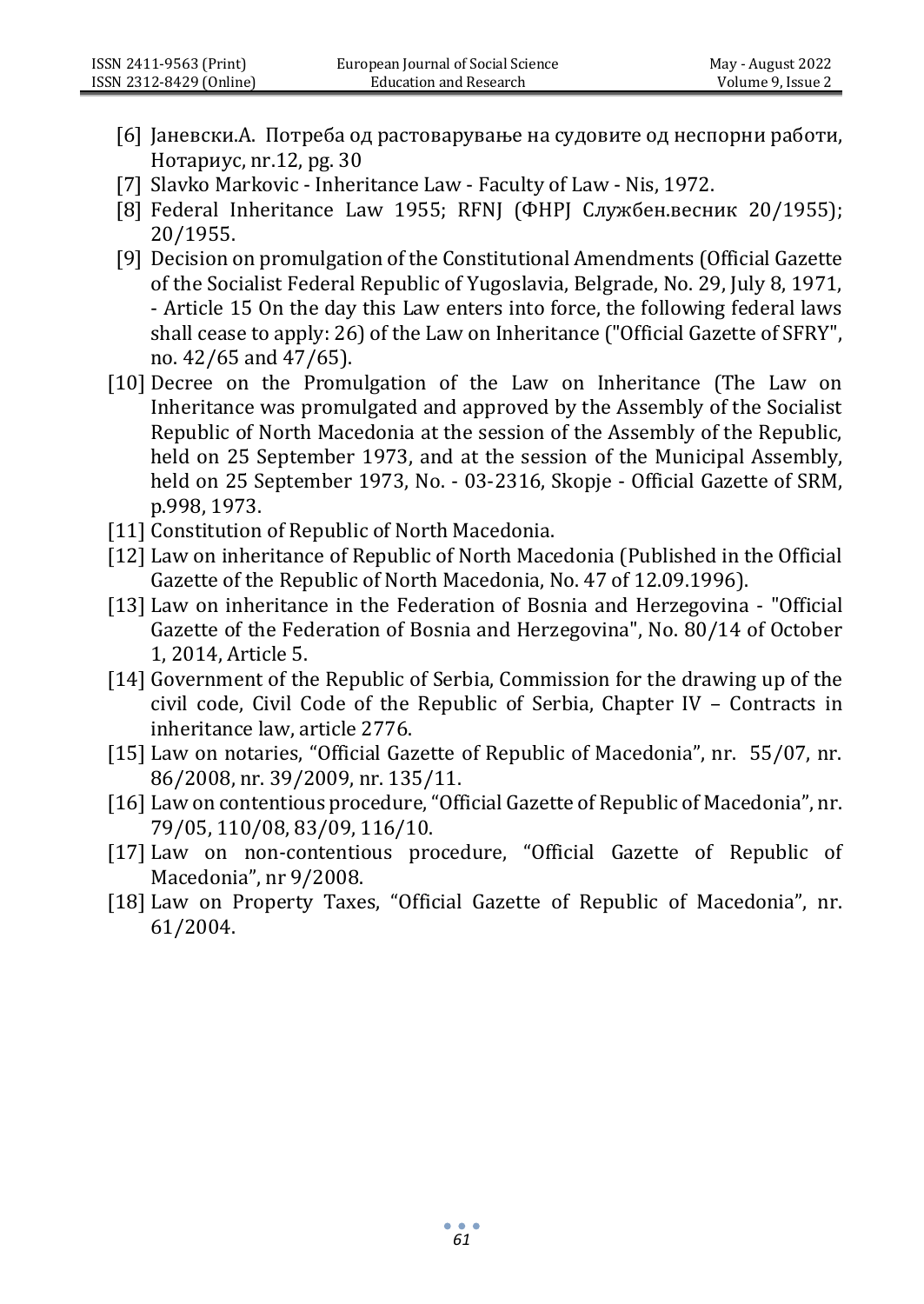[6] Јаневски.А. Потреба од растоварување на судовите од неспорни работи, Нотариус, nr.12, pg. 30

[7] Slavko Markovic - Inheritance Law - Faculty of Law - Nis, 1972.

[8] Federal Inheritance Law 1955; RFNJ (ФНРЈ Службен.весник 20/1955); 20/1955.

[9] Decision on promulgation of the Constitutional Amendments (Official Gazette of the Socialist Federal Republic of Yugoslavia, Belgrade, No. 29, July 8, 1971, - Article 15 On the day this Law enters into force, the following federal laws shall cease to apply: 26) of the Law on Inheritance ("Official Gazette of SFRY", no. 42/65 and 47/65).

[10] Decree on the Promulgation of the Law on Inheritance (The Law on Inheritance was promulgated and approved by the Assembly of the Socialist Republic of North Macedonia at the session of the Assembly of the Republic, held on 25 September 1973, and at the session of the Municipal Assembly, held on 25 September 1973, No. - 03-2316, Skopje - Official Gazette of SRM, p.998, 1973.

[11] Constitution of Republic of North Macedonia.

[12] Law on inheritance of Republic of North Macedonia (Published in the Official Gazette of the Republic of North Macedonia, No. 47 of 12.09.1996).

[13] Law on inheritance in the Federation of Bosnia and Herzegovina - "Official Gazette of the Federation of Bosnia and Herzegovina", No. 80/14 of October 1, 2014, Article 5.

[14] Government of the Republic of Serbia, Commission for the drawing up of the civil code, Civil Code of the Republic of Serbia, Chapter IV – Contracts in inheritance law, article 2776.

[15] Law on notaries, "Official Gazette of Republic of Macedonia", nr. 55/07, nr. 86/2008, nr. 39/2009, nr. 135/11.

[16] Law on contentious procedure, "Official Gazette of Republic of Macedonia", nr. 79/05, 110/08, 83/09, 116/10.

[17] Law on non-contentious procedure, "Official Gazette of Republic of Macedonia", nr 9/2008.

[18] Law on Property Taxes, "Official Gazette of Republic of Macedonia", nr. 61/2004.